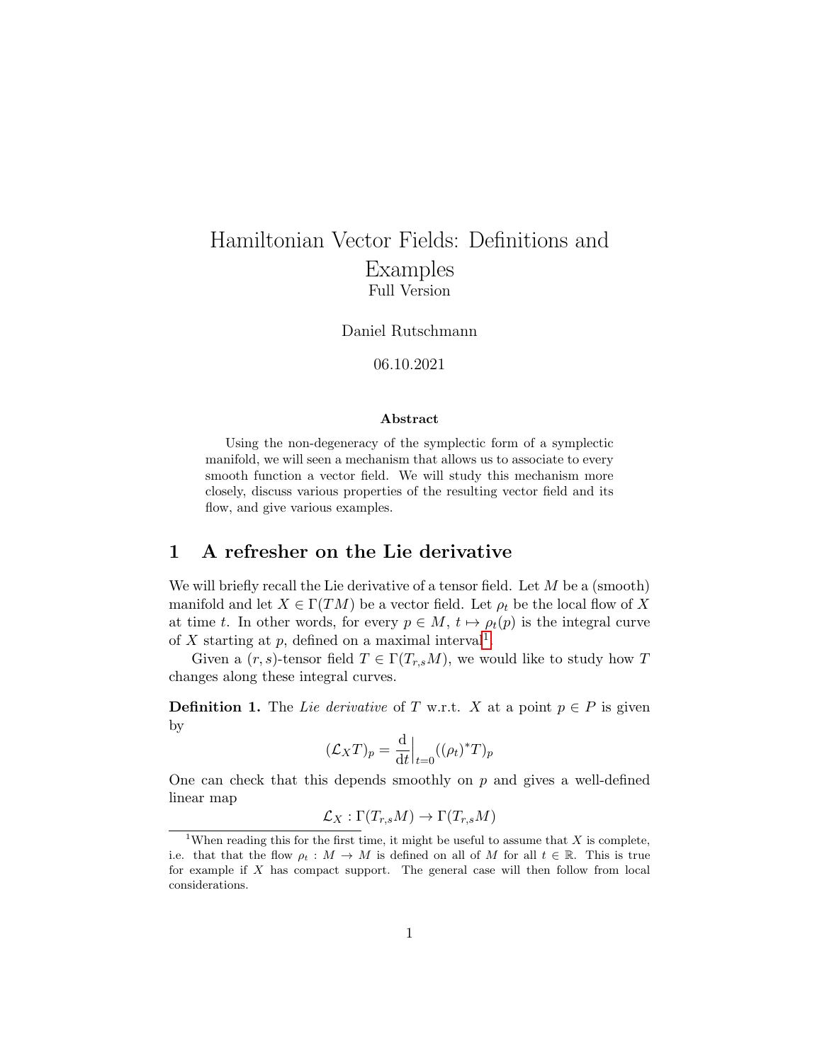# Hamiltonian Vector Fields: Definitions and Examples

Full Version

Daniel Rutschmann

06.10.2021

**Abstract**

Using the non-degeneracy of the symplectic form of a symplectic manifold, we will seen a mechanism that allows us to associate to every smooth function a vector field. We will study this mechanism more closely, discuss various properties of the resulting vector field and its flow, and give various examples.

## 1 A refresher on the Lie derivative

We will briefly recall the Lie derivative of a tensor field. Let $M$ be a (smooth) manifold and let $X \in \Gamma(TM)$ be a vector field. Let $\rho_t$ be the local flow of $X$ at time $t$. In other words, for every $p \in M$, $t \mapsto \rho_t(p)$ is the integral curve of $X$ starting at $p$, defined on a maximal interval[1].

Given a $(r, s)$-tensor field $T \in \Gamma(T_{r,s}M)$, we would like to study how $T$ changes along these integral curves.

**Definition 1.** The *Lie derivative* of $T$ w.r.t. $X$ at a point $p \in P$ is given by

$$(\mathcal{L}_X T)_p = \frac{\mathrm{d}}{\mathrm{d}t}\Big|_{t=0} ((\rho_t)^* T)_p$$

One can check that this depends smoothly on $p$ and gives a well-defined linear map

$$\mathcal{L}_X : \Gamma(T_{r,s}M) \to \Gamma(T_{r,s}M)$$

[1] When reading this for the first time, it might be useful to assume that $X$ is complete, i.e. that that the flow $\rho_t : M \to M$ is defined on all of $M$ for all $t \in \mathbb{R}$. This is true for example if $X$ has compact support. The general case will then follow from local considerations.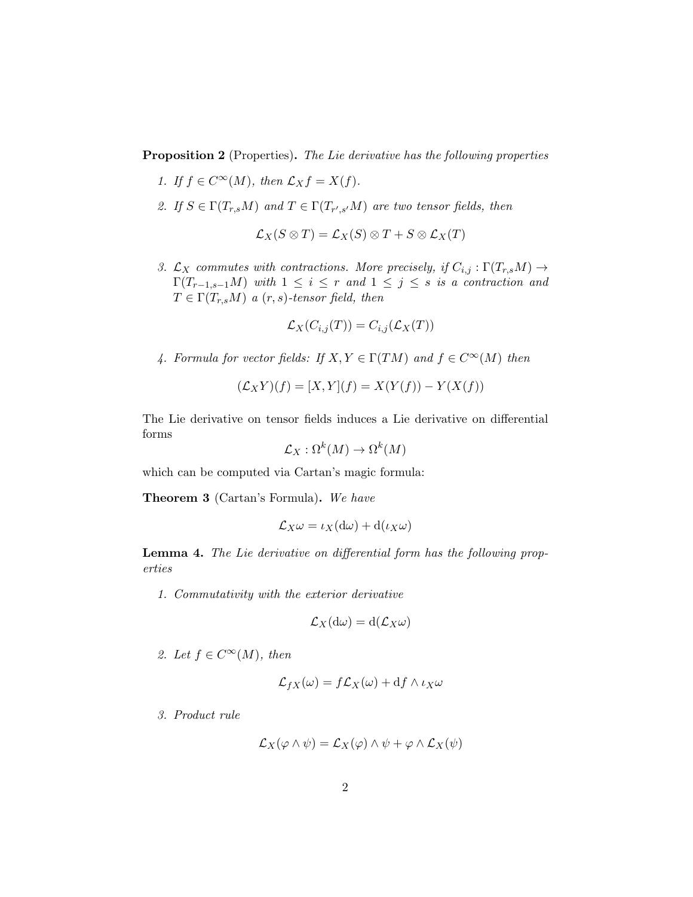**Proposition 2** (Properties)**.** *The Lie derivative has the following properties*

1. *If $f \in C^\infty(M)$, then $\mathcal{L}_X f = X(f)$.*

2. *If $S \in \Gamma(T_{r,s}M)$ and $T \in \Gamma(T_{r',s'}M)$ are two tensor fields, then*

$$\mathcal{L}_X(S \otimes T) = \mathcal{L}_X(S) \otimes T + S \otimes \mathcal{L}_X(T)$$

3. *$\mathcal{L}_X$ commutes with contractions. More precisely, if $C_{i,j} : \Gamma(T_{r,s}M) \to \Gamma(T_{r-1,s-1}M)$ with $1 \leq i \leq r$ and $1 \leq j \leq s$ is a contraction and $T \in \Gamma(T_{r,s}M)$ a $(r,s)$-tensor field, then*

$$\mathcal{L}_X(C_{i,j}(T)) = C_{i,j}(\mathcal{L}_X(T))$$

4. *Formula for vector fields: If $X, Y \in \Gamma(TM)$ and $f \in C^\infty(M)$ then*

$$(\mathcal{L}_X Y)(f) = [X, Y](f) = X(Y(f)) - Y(X(f))$$

The Lie derivative on tensor fields induces a Lie derivative on differential forms

$$\mathcal{L}_X : \Omega^k(M) \to \Omega^k(M)$$

which can be computed via Cartan's magic formula:

**Theorem 3** (Cartan's Formula)**.** *We have*

$$\mathcal{L}_X \omega = \iota_X(\mathrm{d}\omega) + \mathrm{d}(\iota_X \omega)$$

**Lemma 4.** *The Lie derivative on differential form has the following properties*

1. *Commutativity with the exterior derivative*

$$\mathcal{L}_X(\mathrm{d}\omega) = \mathrm{d}(\mathcal{L}_X \omega)$$

2. *Let $f \in C^\infty(M)$, then*

$$\mathcal{L}_{fX}(\omega) = f\mathcal{L}_X(\omega) + \mathrm{d}f \wedge \iota_X \omega$$

3. *Product rule*

$$\mathcal{L}_X(\varphi \wedge \psi) = \mathcal{L}_X(\varphi) \wedge \psi + \varphi \wedge \mathcal{L}_X(\psi)$$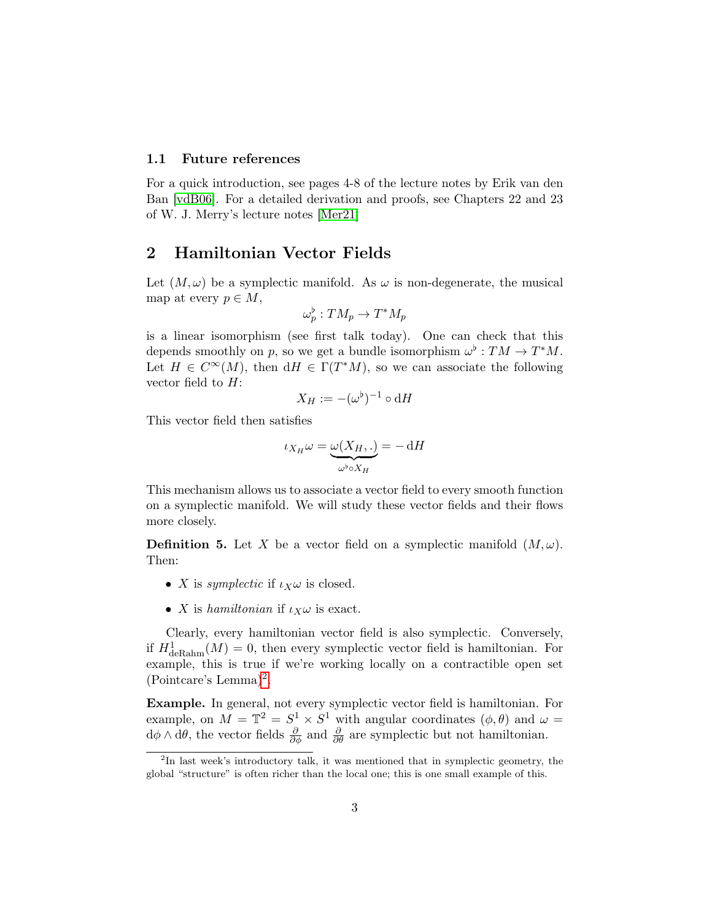### 1.1 Future references

For a quick introduction, see pages 4-8 of the lecture notes by Erik van den Ban [vdB06]. For a detailed derivation and proofs, see Chapters 22 and 23 of W. J. Merry's lecture notes [Mer21]

## 2 Hamiltonian Vector Fields

Let $(M, \omega)$ be a symplectic manifold. As $\omega$ is non-degenerate, the musical map at every $p \in M$,

$$\omega_p^\flat : TM_p \to T^*M_p$$

is a linear isomorphism (see first talk today). One can check that this depends smoothly on $p$, so we get a bundle isomorphism $\omega^\flat : TM \to T^*M$. Let $H \in C^\infty(M)$, then $\mathrm{d}H \in \Gamma(T^*M)$, so we can associate the following vector field to $H$:

$$X_H := -(\omega^\flat)^{-1} \circ \mathrm{d}H$$

This vector field then satisfies

$$\iota_{X_H}\omega = \underbrace{\omega(X_H, .)}_{\omega^\flat \circ X_H} = -\,\mathrm{d}H$$

This mechanism allows us to associate a vector field to every smooth function on a symplectic manifold. We will study these vector fields and their flows more closely.

**Definition 5.** Let $X$ be a vector field on a symplectic manifold $(M, \omega)$. Then:

- $X$ is *symplectic* if $\iota_X\omega$ is closed.
- $X$ is *hamiltonian* if $\iota_X\omega$ is exact.

Clearly, every hamiltonian vector field is also symplectic. Conversely, if $H^1_{\text{deRahm}}(M) = 0$, then every symplectic vector field is hamiltonian. For example, this is true if we're working locally on a contractible open set (Pointcare's Lemma)[2].

**Example.** In general, not every symplectic vector field is hamiltonian. For example, on $M = \mathbb{T}^2 = S^1 \times S^1$ with angular coordinates $(\phi, \theta)$ and $\omega = \mathrm{d}\phi \wedge \mathrm{d}\theta$, the vector fields $\frac{\partial}{\partial \phi}$ and $\frac{\partial}{\partial \theta}$ are symplectic but not hamiltonian.

[2] In last week's introductory talk, it was mentioned that in symplectic geometry, the global "structure" is often richer than the local one; this is one small example of this.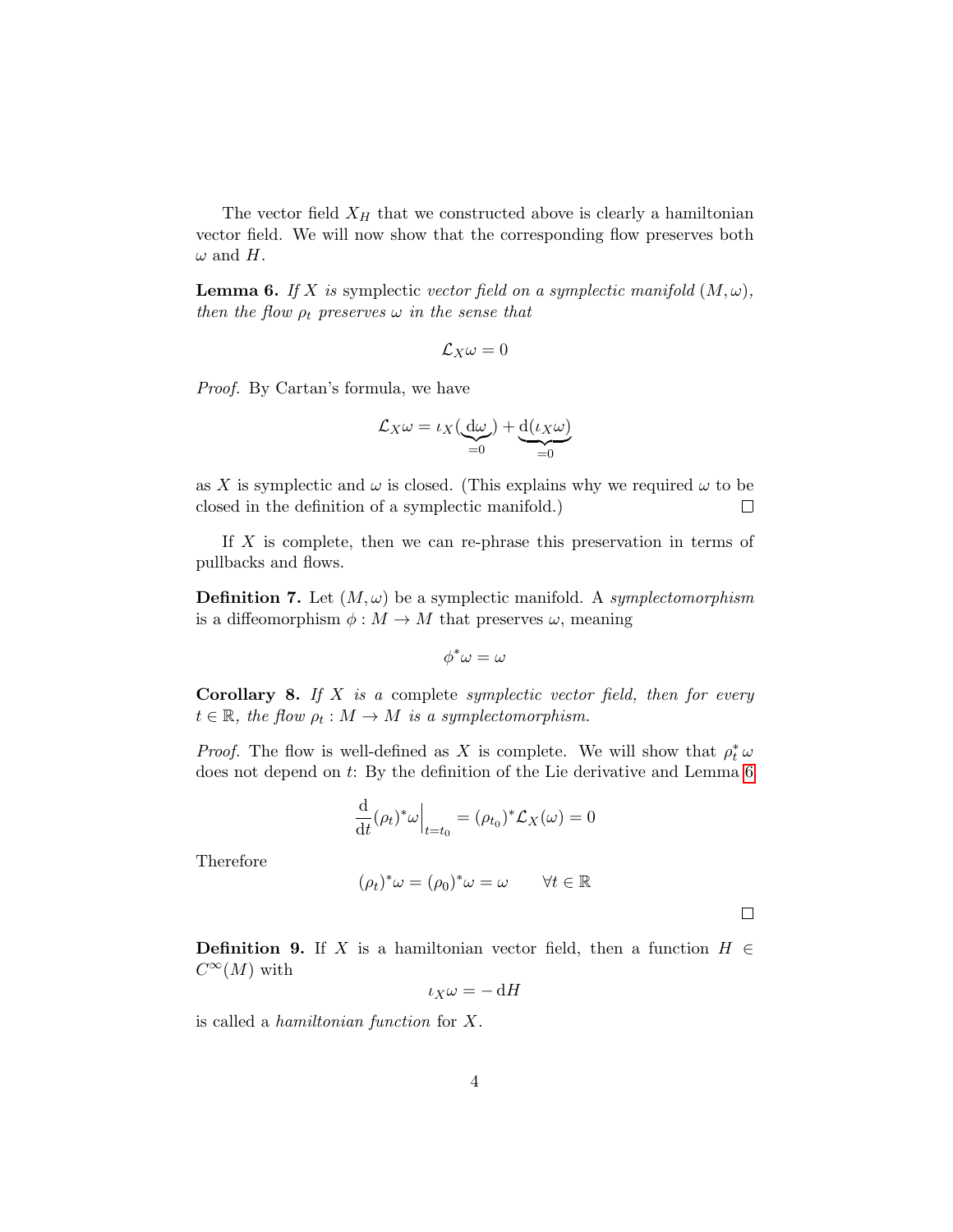The vector field $X_H$ that we constructed above is clearly a hamiltonian vector field. We will now show that the corresponding flow preserves both $\omega$ and $H$.

**Lemma 6.** *If $X$ is* symplectic *vector field on a symplectic manifold $(M, \omega)$, then the flow $\rho_t$ preserves $\omega$ in the sense that*

$$\mathcal{L}_X \omega = 0$$

*Proof.* By Cartan's formula, we have

$$\mathcal{L}_X \omega = \iota_X(\underbrace{\mathrm{d}\omega}_{=0}) + \underbrace{\mathrm{d}(\iota_X \omega)}_{=0}$$

as $X$ is symplectic and $\omega$ is closed. (This explains why we required $\omega$ to be closed in the definition of a symplectic manifold.) □

If $X$ is complete, then we can re-phrase this preservation in terms of pullbacks and flows.

**Definition 7.** Let $(M, \omega)$ be a symplectic manifold. A *symplectomorphism* is a diffeomorphism $\phi : M \to M$ that preserves $\omega$, meaning

$$\phi^* \omega = \omega$$

**Corollary 8.** *If $X$ is a* complete *symplectic vector field, then for every $t \in \mathbb{R}$, the flow $\rho_t : M \to M$ is a symplectomorphism.*

*Proof.* The flow is well-defined as $X$ is complete. We will show that $\rho_t^* \omega$ does not depend on $t$: By the definition of the Lie derivative and Lemma 6

$$\frac{\mathrm{d}}{\mathrm{d}t} (\rho_t)^* \omega \Big|_{t=t_0} = (\rho_{t_0})^* \mathcal{L}_X(\omega) = 0$$

Therefore

$$(\rho_t)^* \omega = (\rho_0)^* \omega = \omega \qquad \forall t \in \mathbb{R}$$

□

**Definition 9.** If $X$ is a hamiltonian vector field, then a function $H \in C^\infty(M)$ with

$$\iota_X \omega = -\,\mathrm{d}H$$

is called a *hamiltonian function* for $X$.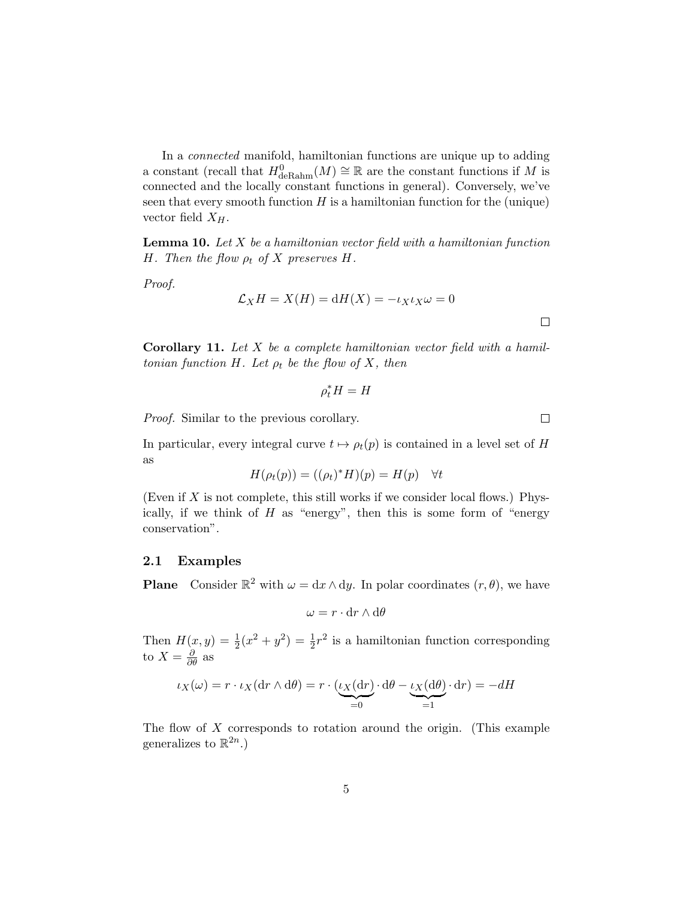In a *connected* manifold, hamiltonian functions are unique up to adding a constant (recall that $H^0_{\text{deRahm}}(M) \cong \mathbb{R}$ are the constant functions if $M$ is connected and the locally constant functions in general). Conversely, we've seen that every smooth function $H$ is a hamiltonian function for the (unique) vector field $X_H$.

**Lemma 10.** *Let $X$ be a hamiltonian vector field with a hamiltonian function $H$. Then the flow $\rho_t$ of $X$ preserves $H$.*

*Proof.*

$$\mathcal{L}_X H = X(H) = \mathrm{d}H(X) = -\iota_X \iota_X \omega = 0$$

□

**Corollary 11.** *Let $X$ be a complete hamiltonian vector field with a hamiltonian function $H$. Let $\rho_t$ be the flow of $X$, then*

$$\rho_t^* H = H$$

*Proof.* Similar to the previous corollary. □

In particular, every integral curve $t \mapsto \rho_t(p)$ is contained in a level set of $H$ as

$$H(\rho_t(p)) = ((\rho_t)^* H)(p) = H(p) \quad \forall t$$

(Even if $X$ is not complete, this still works if we consider local flows.) Physically, if we think of $H$ as "energy", then this is some form of "energy conservation".

### 2.1 Examples

**Plane** Consider $\mathbb{R}^2$ with $\omega = \mathrm{d}x \wedge \mathrm{d}y$. In polar coordinates $(r, \theta)$, we have

$$\omega = r \cdot \mathrm{d}r \wedge \mathrm{d}\theta$$

Then $H(x, y) = \frac{1}{2}(x^2 + y^2) = \frac{1}{2}r^2$ is a hamiltonian function corresponding to $X = \frac{\partial}{\partial \theta}$ as

$$\iota_X(\omega) = r \cdot \iota_X(\mathrm{d}r \wedge \mathrm{d}\theta) = r \cdot (\underbrace{\iota_X(\mathrm{d}r)}_{=0} \cdot \mathrm{d}\theta - \underbrace{\iota_X(\mathrm{d}\theta)}_{=1} \cdot \mathrm{d}r) = -dH$$

The flow of $X$ corresponds to rotation around the origin. (This example generalizes to $\mathbb{R}^{2n}$.)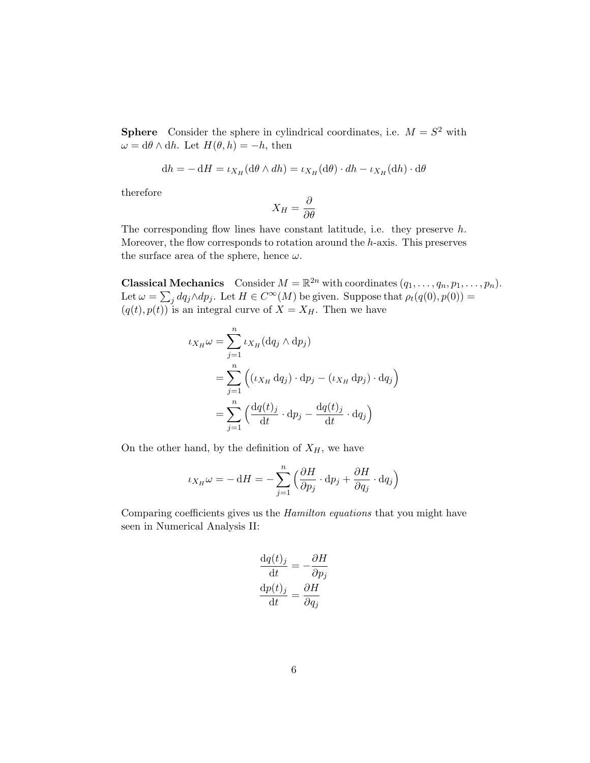**Sphere** Consider the sphere in cylindrical coordinates, i.e. $M = S^2$ with $\omega = \mathrm{d}\theta \wedge \mathrm{d}h$. Let $H(\theta, h) = -h$, then

$$\mathrm{d}h = -\,\mathrm{d}H = \iota_{X_H}(\mathrm{d}\theta \wedge dh) = \iota_{X_H}(\mathrm{d}\theta) \cdot dh - \iota_{X_H}(\mathrm{d}h) \cdot \mathrm{d}\theta$$

therefore

$$X_H = \frac{\partial}{\partial \theta}$$

The corresponding flow lines have constant latitude, i.e. they preserve $h$. Moreover, the flow corresponds to rotation around the $h$-axis. This preserves the surface area of the sphere, hence $\omega$.

**Classical Mechanics** Consider $M = \mathbb{R}^{2n}$ with coordinates $(q_1, \dots, q_n, p_1, \dots, p_n)$. Let $\omega = \sum_j dq_j \wedge dp_j$. Let $H \in C^\infty(M)$ be given. Suppose that $\rho_t(q(0), p(0)) = (q(t), p(t))$ is an integral curve of $X = X_H$. Then we have

$$\begin{aligned}
\iota_{X_H}\omega &= \sum_{j=1}^{n} \iota_{X_H}(\mathrm{d}q_j \wedge \mathrm{d}p_j) \\
&= \sum_{j=1}^{n} \Big( (\iota_{X_H}\,\mathrm{d}q_j) \cdot \mathrm{d}p_j - (\iota_{X_H}\,\mathrm{d}p_j) \cdot \mathrm{d}q_j \Big) \\
&= \sum_{j=1}^{n} \Big( \frac{\mathrm{d}q(t)_j}{\mathrm{d}t} \cdot \mathrm{d}p_j - \frac{\mathrm{d}q(t)_j}{\mathrm{d}t} \cdot \mathrm{d}q_j \Big)
\end{aligned}$$

On the other hand, by the definition of $X_H$, we have

$$\iota_{X_H}\omega = -\,\mathrm{d}H = -\sum_{j=1}^{n} \Big( \frac{\partial H}{\partial p_j} \cdot \mathrm{d}p_j + \frac{\partial H}{\partial q_j} \cdot \mathrm{d}q_j \Big)$$

Comparing coefficients gives us the *Hamilton equations* that you might have seen in Numerical Analysis II:

$$\begin{aligned}
\frac{\mathrm{d}q(t)_j}{\mathrm{d}t} &= -\frac{\partial H}{\partial p_j} \\
\frac{\mathrm{d}p(t)_j}{\mathrm{d}t} &= \frac{\partial H}{\partial q_j}
\end{aligned}$$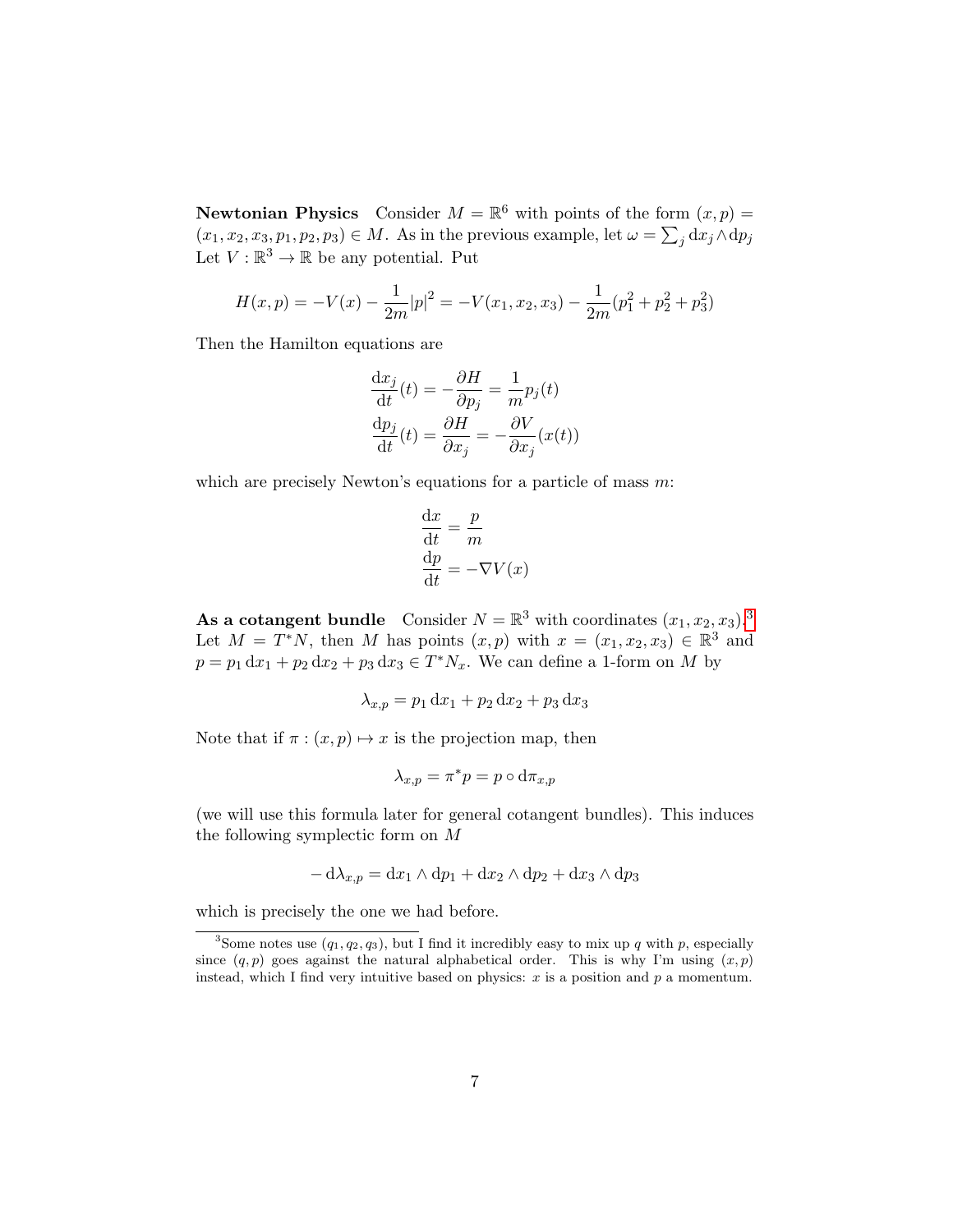**Newtonian Physics** Consider $M = \mathbb{R}^6$ with points of the form $(x, p) = (x_1, x_2, x_3, p_1, p_2, p_3) \in M$. As in the previous example, let $\omega = \sum_j \mathrm{d}x_j \wedge \mathrm{d}p_j$ Let $V : \mathbb{R}^3 \to \mathbb{R}$ be any potential. Put

$$H(x, p) = -V(x) - \frac{1}{2m}|p|^2 = -V(x_1, x_2, x_3) - \frac{1}{2m}(p_1^2 + p_2^2 + p_3^2)$$

Then the Hamilton equations are

$$\begin{aligned}
\frac{\mathrm{d}x_j}{\mathrm{d}t}(t) &= -\frac{\partial H}{\partial p_j} = \frac{1}{m}p_j(t) \\
\frac{\mathrm{d}p_j}{\mathrm{d}t}(t) &= \frac{\partial H}{\partial x_j} = -\frac{\partial V}{\partial x_j}(x(t))
\end{aligned}$$

which are precisely Newton's equations for a particle of mass $m$:

$$\begin{aligned}
\frac{\mathrm{d}x}{\mathrm{d}t} &= \frac{p}{m} \\
\frac{\mathrm{d}p}{\mathrm{d}t} &= -\nabla V(x)
\end{aligned}$$

**As a cotangent bundle** Consider $N = \mathbb{R}^3$ with coordinates $(x_1, x_2, x_3)$.[3] Let $M = T^*N$, then $M$ has points $(x, p)$ with $x = (x_1, x_2, x_3) \in \mathbb{R}^3$ and $p = p_1 \,\mathrm{d}x_1 + p_2 \,\mathrm{d}x_2 + p_3 \,\mathrm{d}x_3 \in T^*N_x$. We can define a 1-form on $M$ by

$$\lambda_{x,p} = p_1 \,\mathrm{d}x_1 + p_2 \,\mathrm{d}x_2 + p_3 \,\mathrm{d}x_3$$

Note that if $\pi : (x, p) \mapsto x$ is the projection map, then

$$\lambda_{x,p} = \pi^* p = p \circ \mathrm{d}\pi_{x,p}$$

(we will use this formula later for general cotangent bundles). This induces the following symplectic form on $M$

$$-\,\mathrm{d}\lambda_{x,p} = \mathrm{d}x_1 \wedge \mathrm{d}p_1 + \mathrm{d}x_2 \wedge \mathrm{d}p_2 + \mathrm{d}x_3 \wedge \mathrm{d}p_3$$

which is precisely the one we had before.

[3] Some notes use $(q_1, q_2, q_3)$, but I find it incredibly easy to mix up $q$ with $p$, especially since $(q, p)$ goes against the natural alphabetical order. This is why I'm using $(x, p)$ instead, which I find very intuitive based on physics: $x$ is a position and $p$ a momentum.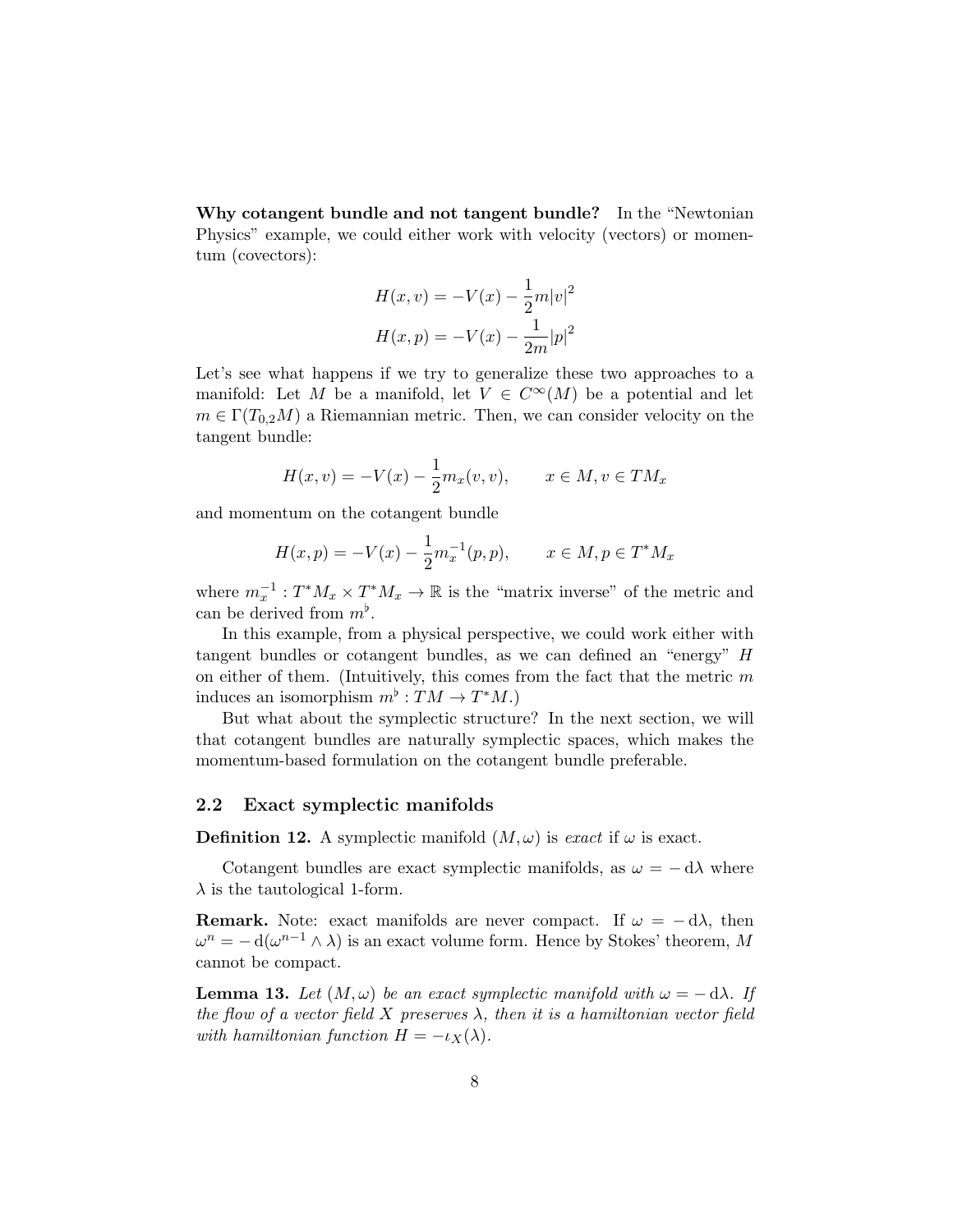**Why cotangent bundle and not tangent bundle?** In the "Newtonian Physics" example, we could either work with velocity (vectors) or momentum (covectors):

$$H(x,v) = -V(x) - \frac{1}{2}m|v|^2$$
$$H(x,p) = -V(x) - \frac{1}{2m}|p|^2$$

Let's see what happens if we try to generalize these two approaches to a manifold: Let $M$ be a manifold, let $V \in C^\infty(M)$ be a potential and let $m \in \Gamma(T_{0,2}M)$ a Riemannian metric. Then, we can consider velocity on the tangent bundle:

$$H(x,v) = -V(x) - \frac{1}{2}m_x(v,v), \qquad x \in M, v \in TM_x$$

and momentum on the cotangent bundle

$$H(x,p) = -V(x) - \frac{1}{2}m_x^{-1}(p,p), \qquad x \in M, p \in T^*M_x$$

where $m_x^{-1} : T^*M_x \times T^*M_x \to \mathbb{R}$ is the "matrix inverse" of the metric and can be derived from $m^\flat$.

In this example, from a physical perspective, we could work either with tangent bundles or cotangent bundles, as we can defined an "energy" $H$ on either of them. (Intuitively, this comes from the fact that the metric $m$ induces an isomorphism $m^\flat : TM \to T^*M$.)

But what about the symplectic structure? In the next section, we will that cotangent bundles are naturally symplectic spaces, which makes the momentum-based formulation on the cotangent bundle preferable.

## 2.2 Exact symplectic manifolds

**Definition 12.** A symplectic manifold $(M, \omega)$ is *exact* if $\omega$ is exact.

Cotangent bundles are exact symplectic manifolds, as $\omega = -\mathrm{d}\lambda$ where $\lambda$ is the tautological 1-form.

**Remark.** Note: exact manifolds are never compact. If $\omega = -\mathrm{d}\lambda$, then $\omega^n = -\mathrm{d}(\omega^{n-1} \wedge \lambda)$ is an exact volume form. Hence by Stokes' theorem, $M$ cannot be compact.

**Lemma 13.** *Let $(M, \omega)$ be an exact symplectic manifold with $\omega = -\mathrm{d}\lambda$. If the flow of a vector field $X$ preserves $\lambda$, then it is a hamiltonian vector field with hamiltonian function $H = -\iota_X(\lambda)$.*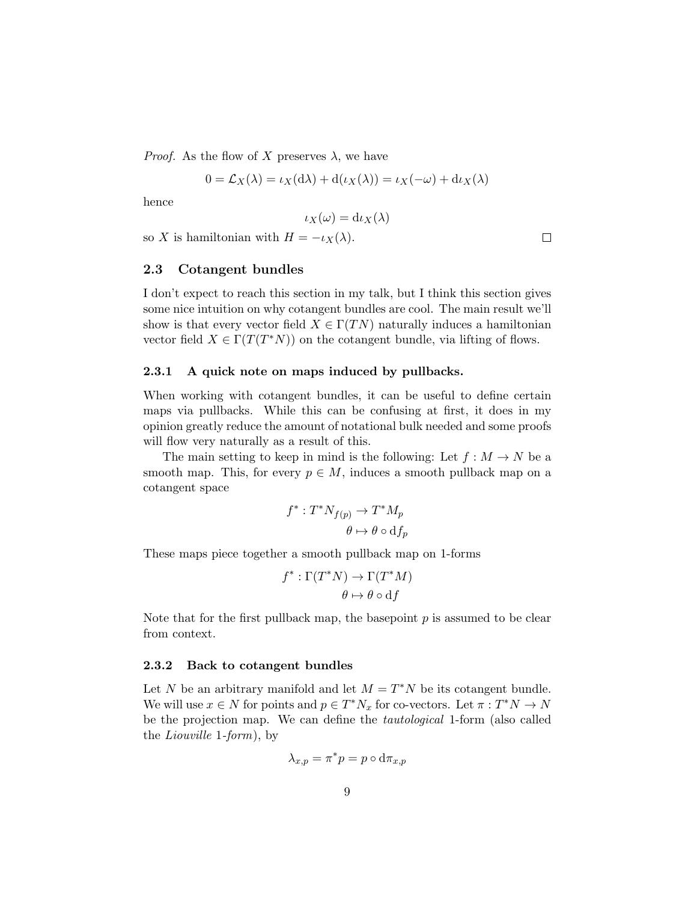*Proof.* As the flow of $X$ preserves $\lambda$, we have

$$0 = \mathcal{L}_X(\lambda) = \iota_X(\mathrm{d}\lambda) + \mathrm{d}(\iota_X(\lambda)) = \iota_X(-\omega) + \mathrm{d}\iota_X(\lambda)$$

hence

$$\iota_X(\omega) = \mathrm{d}\iota_X(\lambda)$$

so $X$ is hamiltonian with $H = -\iota_X(\lambda)$. □

### 2.3 Cotangent bundles

I don't expect to reach this section in my talk, but I think this section gives some nice intuition on why cotangent bundles are cool. The main result we'll show is that every vector field $X \in \Gamma(TN)$ naturally induces a hamiltonian vector field $X \in \Gamma(T(T^*N))$ on the cotangent bundle, via lifting of flows.

#### 2.3.1 A quick note on maps induced by pullbacks.

When working with cotangent bundles, it can be useful to define certain maps via pullbacks. While this can be confusing at first, it does in my opinion greatly reduce the amount of notational bulk needed and some proofs will flow very naturally as a result of this.

The main setting to keep in mind is the following: Let $f : M \to N$ be a smooth map. This, for every $p \in M$, induces a smooth pullback map on a cotangent space

$$\begin{aligned} f^* : T^*N_{f(p)} &\to T^*M_p \\ \theta &\mapsto \theta \circ \mathrm{d}f_p \end{aligned}$$

These maps piece together a smooth pullback map on 1-forms

$$\begin{aligned} f^* : \Gamma(T^*N) &\to \Gamma(T^*M) \\ \theta &\mapsto \theta \circ \mathrm{d}f \end{aligned}$$

Note that for the first pullback map, the basepoint $p$ is assumed to be clear from context.

#### 2.3.2 Back to cotangent bundles

Let $N$ be an arbitrary manifold and let $M = T^*N$ be its cotangent bundle. We will use $x \in N$ for points and $p \in T^*N_x$ for co-vectors. Let $\pi : T^*N \to N$ be the projection map. We can define the *tautological* 1-form (also called the *Liouville 1-form*), by

$$\lambda_{x,p} = \pi^* p = p \circ \mathrm{d}\pi_{x,p}$$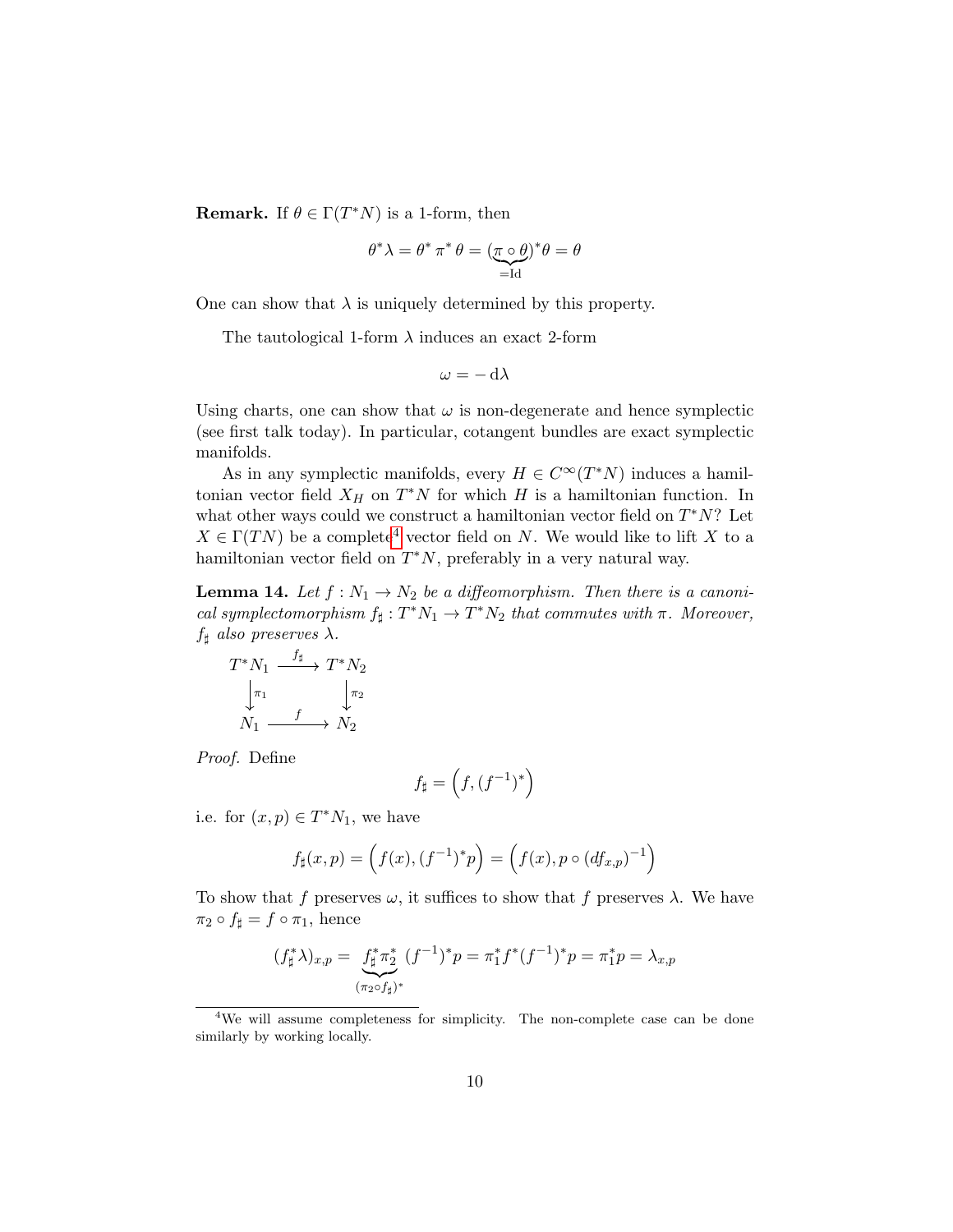**Remark.** If $\theta \in \Gamma(T^*N)$ is a 1-form, then

$$\theta^* \lambda = \theta^* \pi^* \theta = (\underbrace{\pi \circ \theta}_{=\mathrm{Id}})^* \theta = \theta$$

One can show that $\lambda$ is uniquely determined by this property.

The tautological 1-form $\lambda$ induces an exact 2-form

$$\omega = -\,\mathrm{d}\lambda$$

Using charts, one can show that $\omega$ is non-degenerate and hence symplectic (see first talk today). In particular, cotangent bundles are exact symplectic manifolds.

As in any symplectic manifolds, every $H \in C^\infty(T^*N)$ induces a hamiltonian vector field $X_H$ on $T^*N$ for which $H$ is a hamiltonian function. In what other ways could we construct a hamiltonian vector field on $T^*N$? Let $X \in \Gamma(TN)$ be a complete[4] vector field on $N$. We would like to lift $X$ to a hamiltonian vector field on $T^*N$, preferably in a very natural way.

**Lemma 14.** *Let $f : N_1 \to N_2$ be a diffeomorphism. Then there is a canonical symplectomorphism $f_\sharp : T^*N_1 \to T^*N_2$ that commutes with $\pi$. Moreover, $f_\sharp$ also preserves $\lambda$.*

$$\begin{array}{ccc} T^*N_1 & \xrightarrow{f_\sharp} & T^*N_2 \\ \downarrow{\scriptstyle \pi_1} & & \downarrow{\scriptstyle \pi_2} \\ N_1 & \xrightarrow{f} & N_2 \end{array}$$

*Proof.* Define

$$f_\sharp = \Big(f, (f^{-1})^*\Big)$$

i.e. for $(x,p) \in T^*N_1$, we have

$$f_\sharp(x,p) = \Big(f(x), (f^{-1})^* p\Big) = \Big(f(x), p \circ (df_{x,p})^{-1}\Big)$$

To show that $f$ preserves $\omega$, it suffices to show that $f$ preserves $\lambda$. We have $\pi_2 \circ f_\sharp = f \circ \pi_1$, hence

$$(f_\sharp^* \lambda)_{x,p} = \underbrace{f_\sharp^* \pi_2^*}_{(\pi_2 \circ f_\sharp)^*} (f^{-1})^* p = \pi_1^* f^* (f^{-1})^* p = \pi_1^* p = \lambda_{x,p}$$

[4] We will assume completeness for simplicity. The non-complete case can be done similarly by working locally.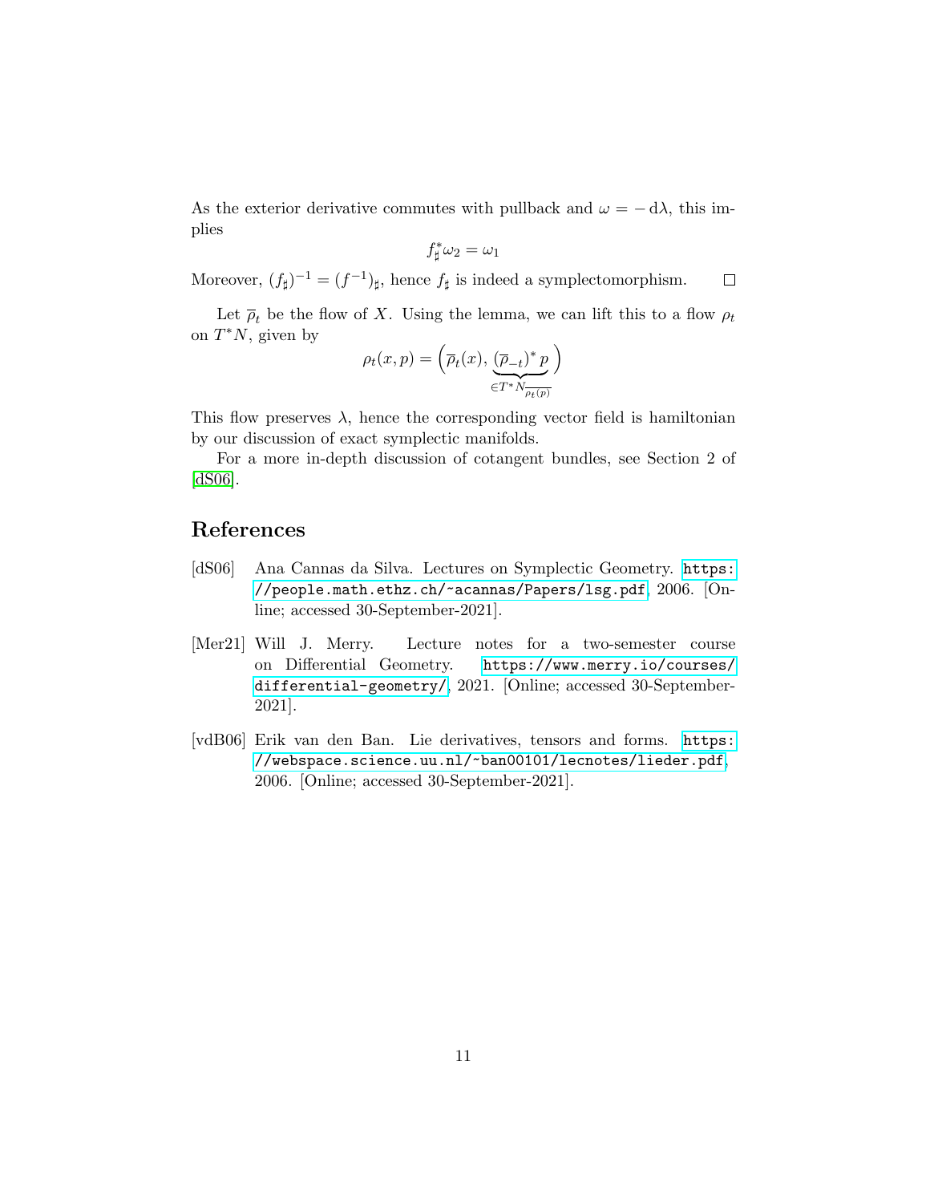As the exterior derivative commutes with pullback and $\omega = -\,\mathrm{d}\lambda$, this implies

$$f_\sharp^* \omega_2 = \omega_1$$

Moreover, $(f_\sharp)^{-1} = (f^{-1})_\sharp$, hence $f_\sharp$ is indeed a symplectomorphism. $\square$

Let $\overline{\rho}_t$ be the flow of $X$. Using the lemma, we can lift this to a flow $\rho_t$ on $T^*N$, given by

$$\rho_t(x,p) = \Big(\overline{\rho}_t(x), \underbrace{(\overline{\rho}_{-t})^*\, p}_{\in T^*N_{\overline{\rho_t(p)}}}\Big)$$

This flow preserves $\lambda$, hence the corresponding vector field is hamiltonian by our discussion of exact symplectic manifolds.

For a more in-depth discussion of cotangent bundles, see Section 2 of [dS06].

## References

[dS06] Ana Cannas da Silva. Lectures on Symplectic Geometry. https://people.math.ethz.ch/~acannas/Papers/lsg.pdf, 2006. [Online; accessed 30-September-2021].

[Mer21] Will J. Merry. Lecture notes for a two-semester course on Differential Geometry. https://www.merry.io/courses/differential-geometry/, 2021. [Online; accessed 30-September-2021].

[vdB06] Erik van den Ban. Lie derivatives, tensors and forms. https://webspace.science.uu.nl/~ban00101/lecnotes/lieder.pdf, 2006. [Online; accessed 30-September-2021].